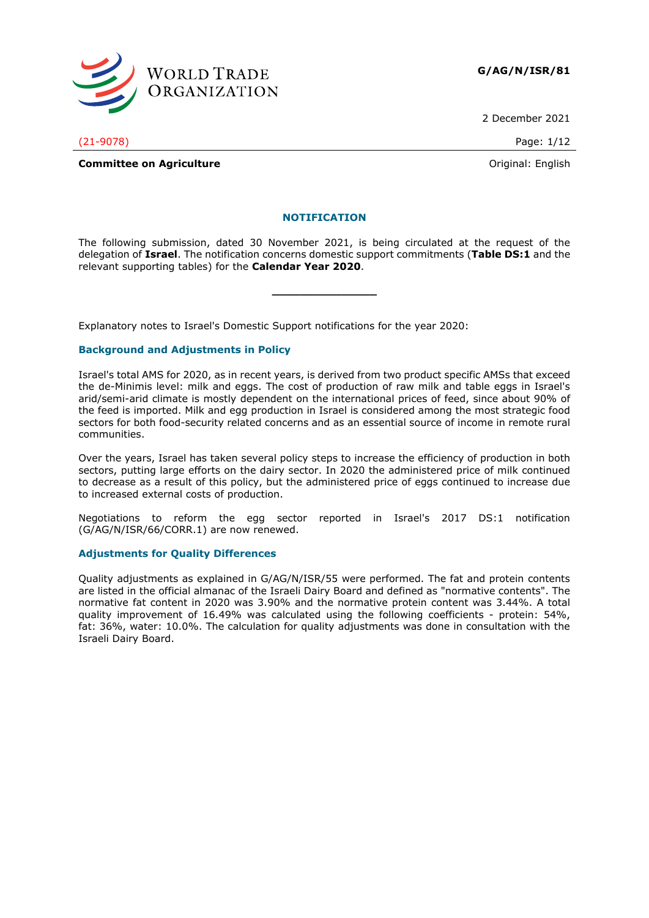**G/AG/N/ISR/81**

2 December 2021

(21-9078)

**Committee on Agriculture**

Original: English

## NOTIFICATION

The following submission, dated 30 November 2021, is being circulated at the request of the delegation of **Israel**. The notification concerns domestic support commitments (**Table DS:1** and the relevant supporting tables) for the **Calendar Year 2020**.

---

Explanatory notes to Israel's Domestic Support notifications for the year 2020:

### Background and Adjustments in Policy

Israel's total AMS for 2020, as in recent years, is derived from two product specific AMSs that exceed the de-Minimis level: milk and eggs. The cost of production of raw milk and table eggs in Israel's arid/semi-arid climate is mostly dependent on the international prices of feed, since about 90% of the feed is imported. Milk and egg production in Israel is considered among the most strategic food sectors for both food-security related concerns and as an essential source of income in remote rural communities.

Over the years, Israel has taken several policy steps to increase the efficiency of production in both sectors, putting large efforts on the dairy sector. In 2020 the administered price of milk continued to decrease as a result of this policy, but the administered price of eggs continued to increase due to increased external costs of production.

Negotiations to reform the egg sector reported in Israel's 2017 DS:1 notification (G/AG/N/ISR/66/CORR.1) are now renewed.

### Adjustments for Quality Differences

Quality adjustments as explained in G/AG/N/ISR/55 were performed. The fat and protein contents are listed in the official almanac of the Israeli Dairy Board and defined as "normative contents". The normative fat content in 2020 was 3.90% and the normative protein content was 3.44%. A total quality improvement of 16.49% was calculated using the following coefficients - protein: 54%, fat: 36%, water: 10.0%. The calculation for quality adjustments was done in consultation with the Israeli Dairy Board.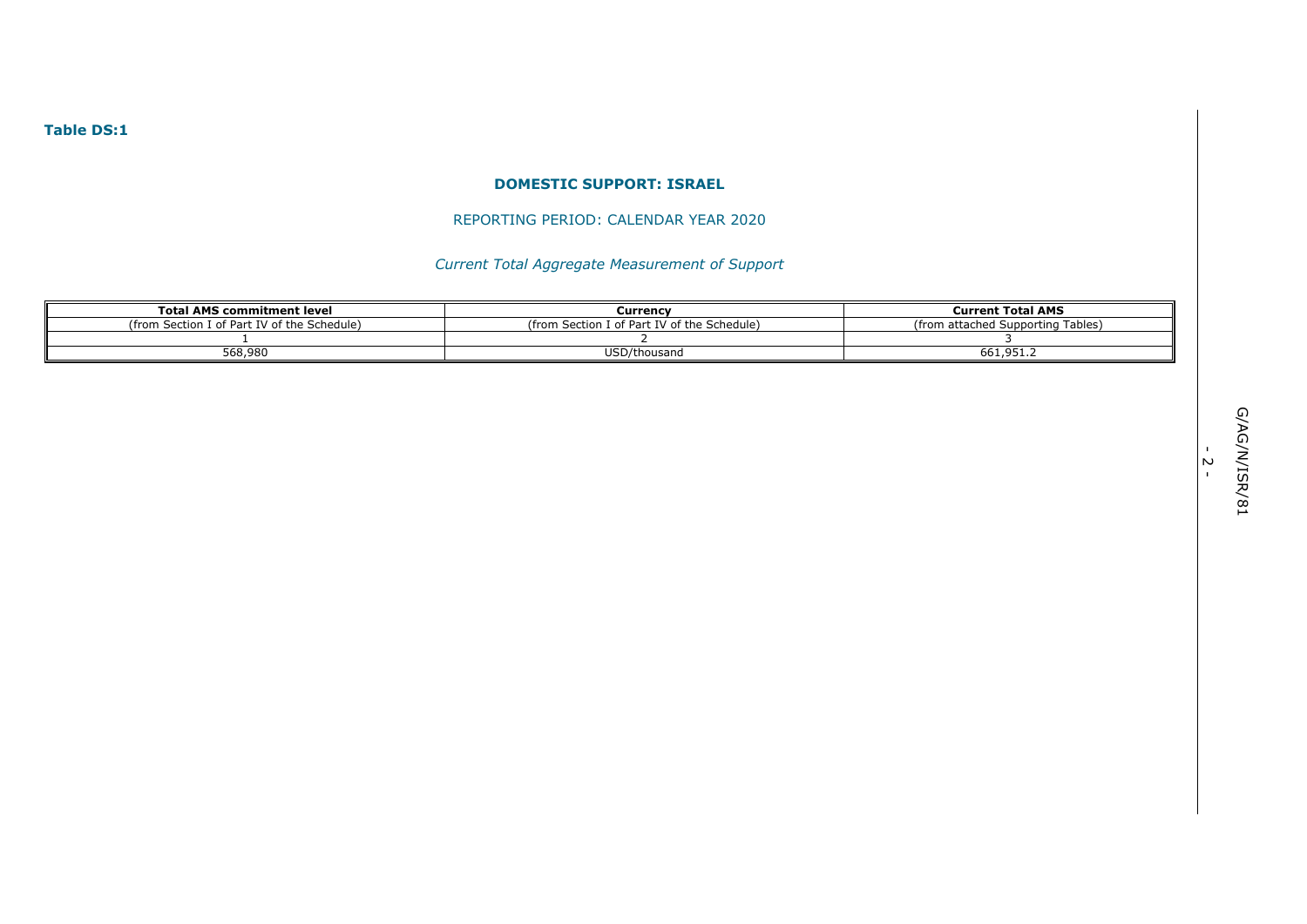**Table DS:1**

## DOMESTIC SUPPORT: ISRAEL

REPORTING PERIOD: CALENDAR YEAR 2020

*Current Total Aggregate Measurement of Support*

| **Total AMS commitment level** | **Currency** | **Current Total AMS** |
|---|---|---|
| (from Section I of Part IV of the Schedule) | (from Section I of Part IV of the Schedule) | (from attached Supporting Tables) |
| 1 | 2 | 3 |
| 568,980 | USD/thousand | 661,951.2 |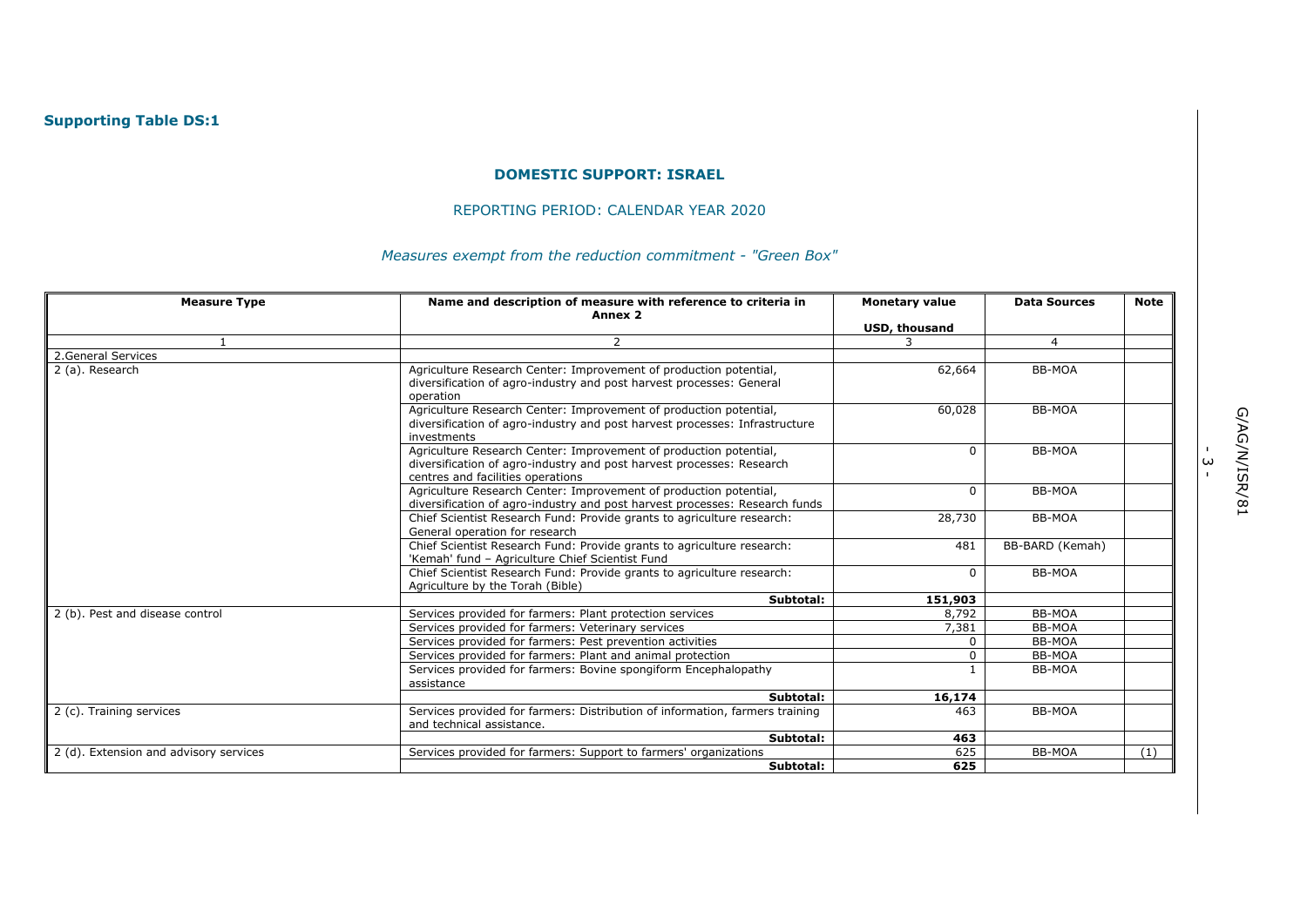**Supporting Table DS:1**

## DOMESTIC SUPPORT: ISRAEL

REPORTING PERIOD: CALENDAR YEAR 2020

*Measures exempt from the reduction commitment - "Green Box"*

| Measure Type | Name and description of measure with reference to criteria in Annex 2 | Monetary value USD, thousand | Data Sources | Note |
|---|---|---|---|---|
| 1 | 2 | 3 | 4 | |
| 2.General Services | | | | |
| 2 (a). Research | Agriculture Research Center: Improvement of production potential, diversification of agro-industry and post harvest processes: General operation | 62,664 | BB-MOA | |
| | Agriculture Research Center: Improvement of production potential, diversification of agro-industry and post harvest processes: Infrastructure investments | 60,028 | BB-MOA | |
| | Agriculture Research Center: Improvement of production potential, diversification of agro-industry and post harvest processes: Research centres and facilities operations | 0 | BB-MOA | |
| | Agriculture Research Center: Improvement of production potential, diversification of agro-industry and post harvest processes: Research funds | 0 | BB-MOA | |
| | Chief Scientist Research Fund: Provide grants to agriculture research: General operation for research | 28,730 | BB-MOA | |
| | Chief Scientist Research Fund: Provide grants to agriculture research: 'Kemah' fund – Agriculture Chief Scientist Fund | 481 | BB-BARD (Kemah) | |
| | Chief Scientist Research Fund: Provide grants to agriculture research: Agriculture by the Torah (Bible) | 0 | BB-MOA | |
| | **Subtotal:** | **151,903** | | |
| 2 (b). Pest and disease control | Services provided for farmers: Plant protection services | 8,792 | BB-MOA | |
| | Services provided for farmers: Veterinary services | 7,381 | BB-MOA | |
| | Services provided for farmers: Pest prevention activities | 0 | BB-MOA | |
| | Services provided for farmers: Plant and animal protection | 0 | BB-MOA | |
| | Services provided for farmers: Bovine spongiform Encephalopathy assistance | 1 | BB-MOA | |
| | **Subtotal:** | **16,174** | | |
| 2 (c). Training services | Services provided for farmers: Distribution of information, farmers training and technical assistance. | 463 | BB-MOA | |
| | **Subtotal:** | **463** | | |
| 2 (d). Extension and advisory services | Services provided for farmers: Support to farmers' organizations | 625 | BB-MOA | (1) |
| | **Subtotal:** | **625** | | |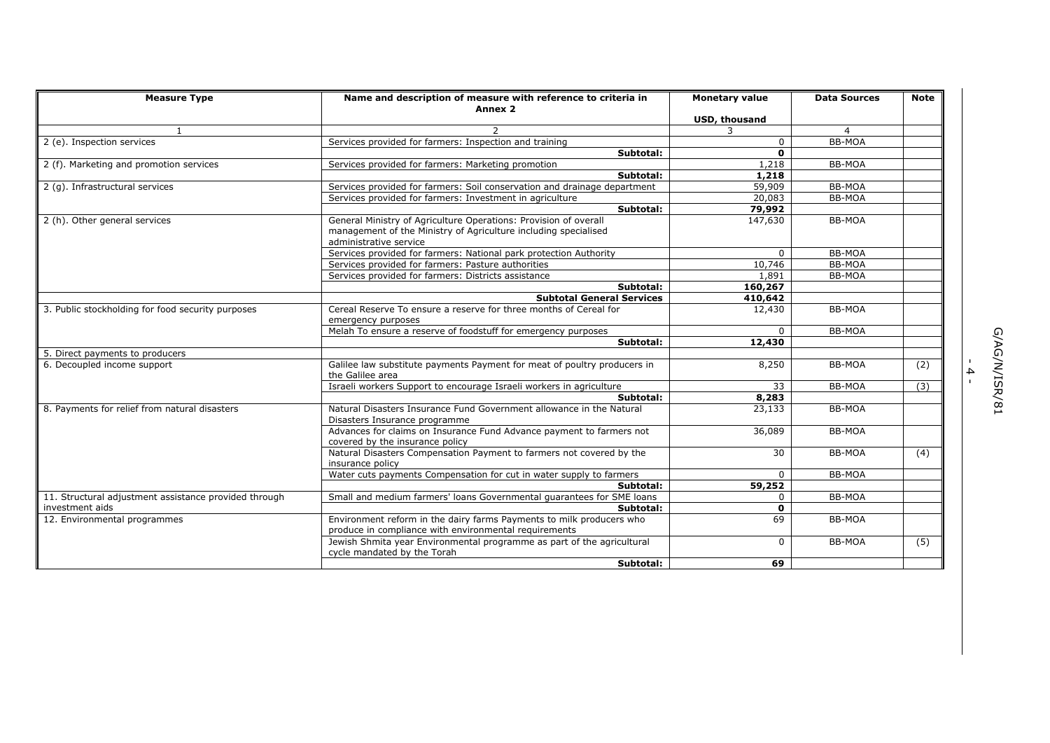| Measure Type | Name and description of measure with reference to criteria in Annex 2 | Monetary value<br><br>USD, thousand | Data Sources | Note |
|---|---|---|---|---|
| 1 | 2 | 3 | 4 | |
| 2 (e). Inspection services | Services provided for farmers: Inspection and training | 0 | BB-MOA | |
| | **Subtotal:** | **0** | | |
| 2 (f). Marketing and promotion services | Services provided for farmers: Marketing promotion | 1,218 | BB-MOA | |
| | **Subtotal:** | **1,218** | | |
| 2 (g). Infrastructural services | Services provided for farmers: Soil conservation and drainage department | 59,909 | BB-MOA | |
| | Services provided for farmers: Investment in agriculture | 20,083 | BB-MOA | |
| | **Subtotal:** | **79,992** | | |
| 2 (h). Other general services | General Ministry of Agriculture Operations: Provision of overall management of the Ministry of Agriculture including specialised administrative service | 147,630 | BB-MOA | |
| | Services provided for farmers: National park protection Authority | 0 | BB-MOA | |
| | Services provided for farmers: Pasture authorities | 10,746 | BB-MOA | |
| | Services provided for farmers: Districts assistance | 1,891 | BB-MOA | |
| | **Subtotal:** | **160,267** | | |
| | **Subtotal General Services** | **410,642** | | |
| 3. Public stockholding for food security purposes | Cereal Reserve To ensure a reserve for three months of Cereal for emergency purposes | 12,430 | BB-MOA | |
| | Melah To ensure a reserve of foodstuff for emergency purposes | 0 | BB-MOA | |
| | **Subtotal:** | **12,430** | | |
| 5. Direct payments to producers | | | | |
| 6. Decoupled income support | Galilee law substitute payments Payment for meat of poultry producers in the Galilee area | 8,250 | BB-MOA | (2) |
| | Israeli workers Support to encourage Israeli workers in agriculture | 33 | BB-MOA | (3) |
| | **Subtotal:** | **8,283** | | |
| 8. Payments for relief from natural disasters | Natural Disasters Insurance Fund Government allowance in the Natural Disasters Insurance programme | 23,133 | BB-MOA | |
| | Advances for claims on Insurance Fund Advance payment to farmers not covered by the insurance policy | 36,089 | BB-MOA | |
| | Natural Disasters Compensation Payment to farmers not covered by the insurance policy | 30 | BB-MOA | (4) |
| | Water cuts payments Compensation for cut in water supply to farmers | 0 | BB-MOA | |
| | **Subtotal:** | **59,252** | | |
| 11. Structural adjustment assistance provided through investment aids | Small and medium farmers' loans Governmental guarantees for SME loans | 0 | BB-MOA | |
| | **Subtotal:** | **0** | | |
| 12. Environmental programmes | Environment reform in the dairy farms Payments to milk producers who produce in compliance with environmental requirements | 69 | BB-MOA | |
| | Jewish Shmita year Environmental programme as part of the agricultural cycle mandated by the Torah | 0 | BB-MOA | (5) |
| | **Subtotal:** | **69** | | |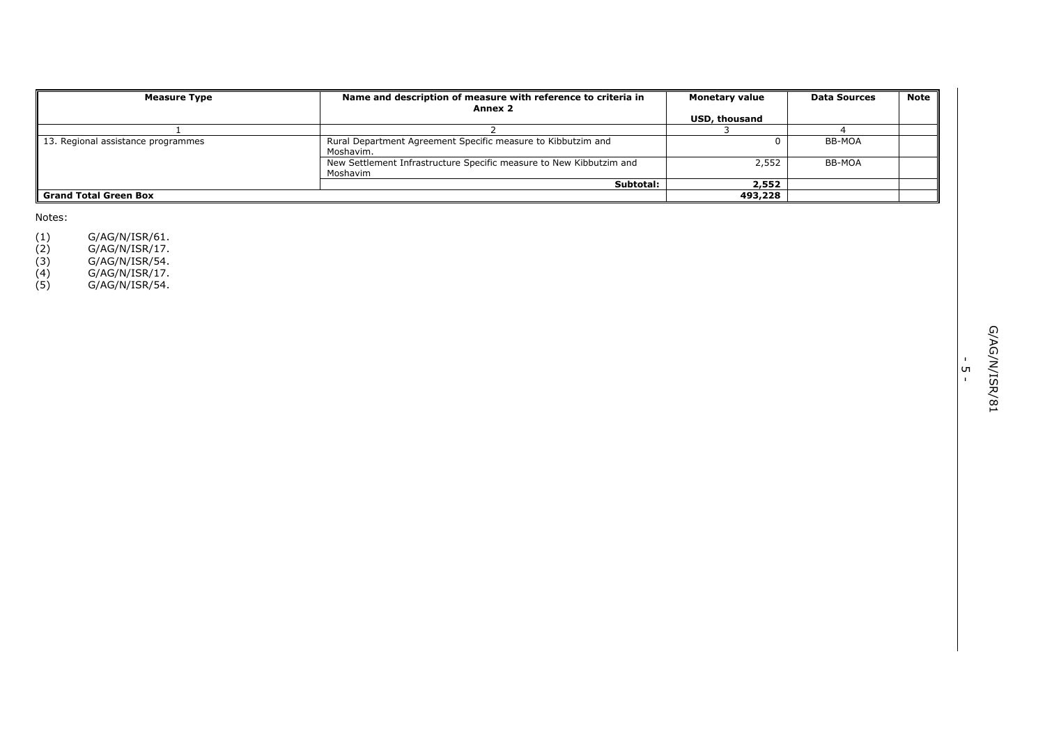| Measure Type | Name and description of measure with reference to criteria in Annex 2 | Monetary value USD, thousand | Data Sources | Note |
|---|---|---|---|---|
| 1 | 2 | 3 | 4 | |
| 13. Regional assistance programmes | Rural Department Agreement Specific measure to Kibbutzim and Moshavim. | 0 | BB-MOA | |
| | New Settlement Infrastructure Specific measure to New Kibbutzim and Moshavim | 2,552 | BB-MOA | |
| | **Subtotal:** | **2,552** | | |
| **Grand Total Green Box** | | **493,228** | | |

Notes:

(1) G/AG/N/ISR/61.
(2) G/AG/N/ISR/17.
(3) G/AG/N/ISR/54.
(4) G/AG/N/ISR/17.
(5) G/AG/N/ISR/54.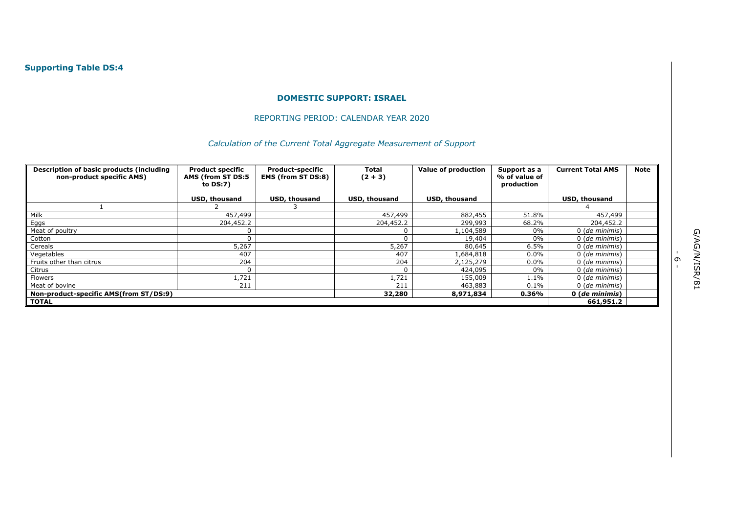**Supporting Table DS:4**

**DOMESTIC SUPPORT: ISRAEL**

REPORTING PERIOD: CALENDAR YEAR 2020

*Calculation of the Current Total Aggregate Measurement of Support*

| Description of basic products (including non-product specific AMS) | Product specific AMS (from ST DS:5 to DS:7) | Product-specific EMS (from ST DS:8) | Total (2 + 3) | Value of production | Support as a % of value of production | Current Total AMS | Note |
|---|---|---|---|---|---|---|---|
| | USD, thousand | USD, thousand | USD, thousand | USD, thousand | | USD, thousand | |
| 1 | 2 | 3 | | | | 4 | |
| Milk | 457,499 | | 457,499 | 882,455 | 51.8% | 457,499 | |
| Eggs | 204,452.2 | | 204,452.2 | 299,993 | 68.2% | 204,452.2 | |
| Meat of poultry | 0 | | 0 | 1,104,589 | 0% | 0 (*de minimis*) | |
| Cotton | 0 | | 0 | 19,404 | 0% | 0 (*de minimis*) | |
| Cereals | 5,267 | | 5,267 | 80,645 | 6.5% | 0 (*de minimis*) | |
| Vegetables | 407 | | 407 | 1,684,818 | 0.0% | 0 (*de minimis*) | |
| Fruits other than citrus | 204 | | 204 | 2,125,279 | 0.0% | 0 (*de minimis*) | |
| Citrus | 0 | | 0 | 424,095 | 0% | 0 (*de minimis*) | |
| Flowers | 1,721 | | 1,721 | 155,009 | 1.1% | 0 (*de minimis*) | |
| Meat of bovine | 211 | | 211 | 463,883 | 0.1% | 0 (*de minimis*) | |
| **Non-product-specific AMS(from ST/DS:9)** | | | **32,280** | **8,971,834** | **0.36%** | **0 (*de minimis*)** | |
| **TOTAL** | | | | | | **661,951.2** | |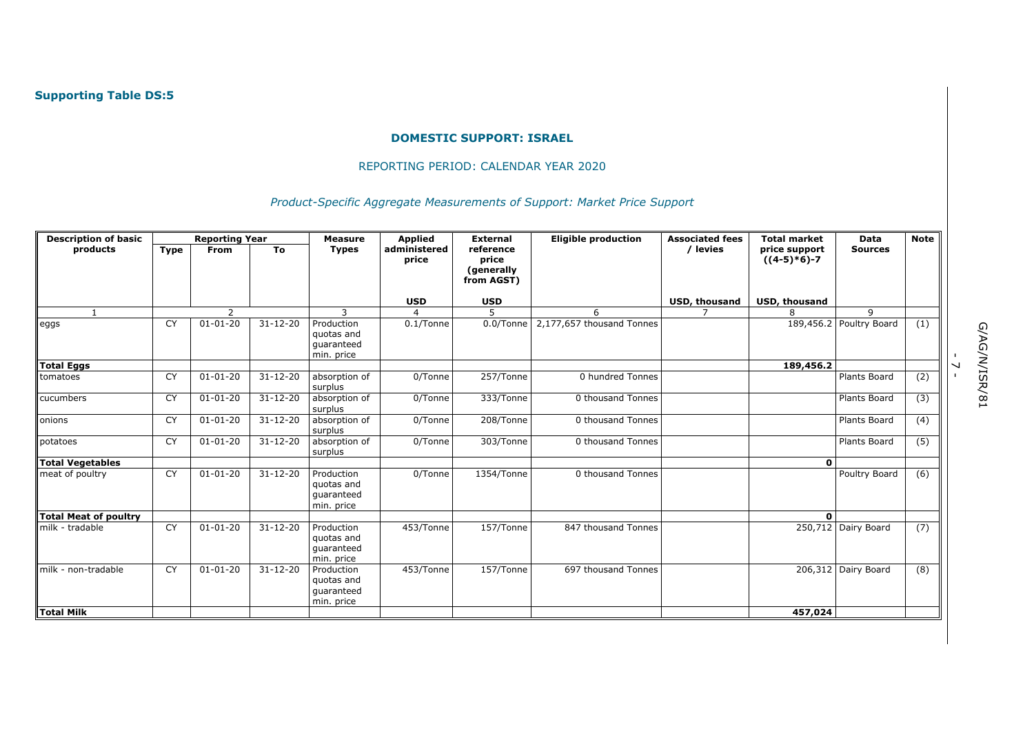**Supporting Table DS:5**

**DOMESTIC SUPPORT: ISRAEL**

REPORTING PERIOD: CALENDAR YEAR 2020

*Product-Specific Aggregate Measurements of Support: Market Price Support*

| Description of basic products | Reporting Year | | | Measure Types | Applied administered price | External reference price (generally from AGST) | Eligible production | Associated fees / levies | Total market price support ((4-5)*6)-7 | Data Sources | Note |
|---|---|---|---|---|---|---|---|---|---|---|---|
| | Type | From | To | | USD | USD | | USD, thousand | USD, thousand | | |
| 1 | | 2 | | 3 | 4 | 5 | 6 | 7 | 8 | 9 | |
| eggs | CY | 01-01-20 | 31-12-20 | Production quotas and guaranteed min. price | 0.1/Tonne | 0.0/Tonne | 2,177,657 thousand Tonnes | | 189,456.2 | Poultry Board | (1) |
| **Total Eggs** | | | | | | | | | **189,456.2** | | |
| tomatoes | CY | 01-01-20 | 31-12-20 | absorption of surplus | 0/Tonne | 257/Tonne | 0 hundred Tonnes | | | Plants Board | (2) |
| cucumbers | CY | 01-01-20 | 31-12-20 | absorption of surplus | 0/Tonne | 333/Tonne | 0 thousand Tonnes | | | Plants Board | (3) |
| onions | CY | 01-01-20 | 31-12-20 | absorption of surplus | 0/Tonne | 208/Tonne | 0 thousand Tonnes | | | Plants Board | (4) |
| potatoes | CY | 01-01-20 | 31-12-20 | absorption of surplus | 0/Tonne | 303/Tonne | 0 thousand Tonnes | | | Plants Board | (5) |
| **Total Vegetables** | | | | | | | | | **0** | | |
| meat of poultry | CY | 01-01-20 | 31-12-20 | Production quotas and guaranteed min. price | 0/Tonne | 1354/Tonne | 0 thousand Tonnes | | | Poultry Board | (6) |
| **Total Meat of poultry** | | | | | | | | | **0** | | |
| milk - tradable | CY | 01-01-20 | 31-12-20 | Production quotas and guaranteed min. price | 453/Tonne | 157/Tonne | 847 thousand Tonnes | | 250,712 | Dairy Board | (7) |
| milk - non-tradable | CY | 01-01-20 | 31-12-20 | Production quotas and guaranteed min. price | 453/Tonne | 157/Tonne | 697 thousand Tonnes | | 206,312 | Dairy Board | (8) |
| **Total Milk** | | | | | | | | | **457,024** | | |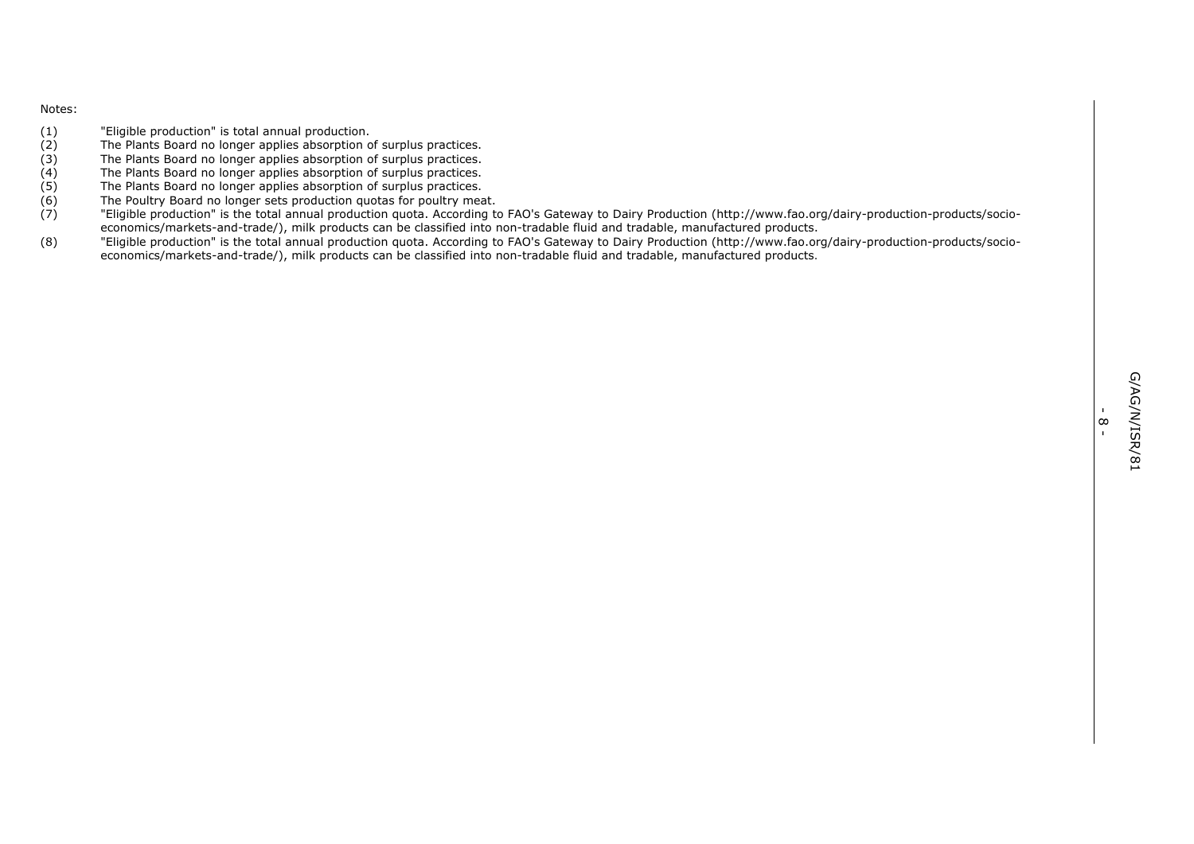Notes:

(1) "Eligible production" is total annual production.
(2) The Plants Board no longer applies absorption of surplus practices.
(3) The Plants Board no longer applies absorption of surplus practices.
(4) The Plants Board no longer applies absorption of surplus practices.
(5) The Plants Board no longer applies absorption of surplus practices.
(6) The Poultry Board no longer sets production quotas for poultry meat.
(7) "Eligible production" is the total annual production quota. According to FAO's Gateway to Dairy Production (http://www.fao.org/dairy-production-products/socio-economics/markets-and-trade/), milk products can be classified into non-tradable fluid and tradable, manufactured products.
(8) "Eligible production" is the total annual production quota. According to FAO's Gateway to Dairy Production (http://www.fao.org/dairy-production-products/socio-economics/markets-and-trade/), milk products can be classified into non-tradable fluid and tradable, manufactured products.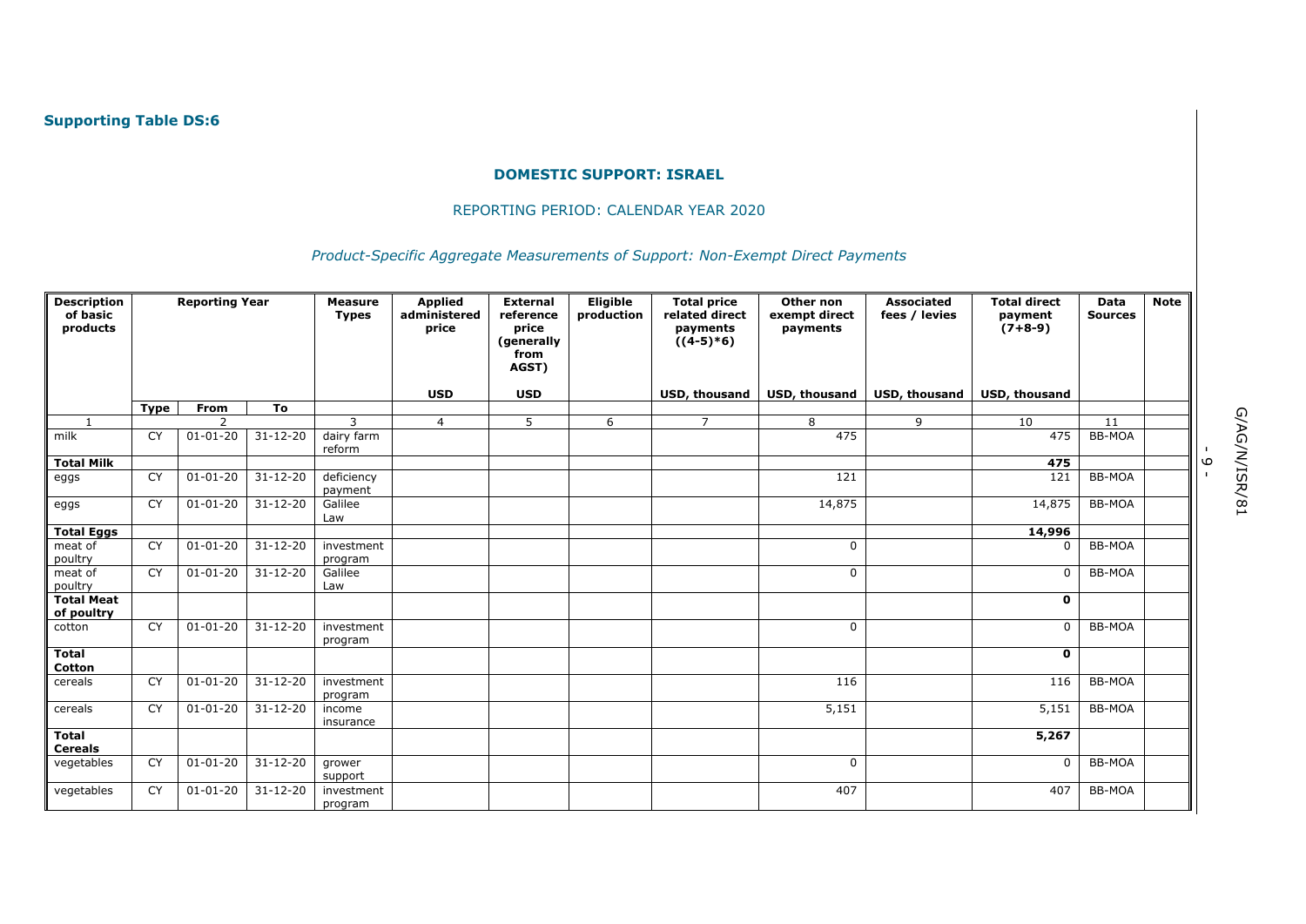**Supporting Table DS:6**

**DOMESTIC SUPPORT: ISRAEL**

REPORTING PERIOD: CALENDAR YEAR 2020

*Product-Specific Aggregate Measurements of Support: Non-Exempt Direct Payments*

| Description of basic products | Reporting Year | | | Measure Types | Applied administered price | External reference price (generally from AGST) | Eligible production | Total price related direct payments ((4-5)*6) | Other non exempt direct payments | Associated fees / levies | Total direct payment (7+8-9) | Data Sources | Note |
|---|---|---|---|---|---|---|---|---|---|---|---|---|---|
| | | | | | USD | USD | | USD, thousand | USD, thousand | USD, thousand | USD, thousand | | |
| | Type | From | To | | | | | | | | | | |
| 1 | | 2 | | 3 | 4 | 5 | 6 | 7 | 8 | 9 | 10 | 11 | |
| milk | CY | 01-01-20 | 31-12-20 | dairy farm reform | | | | | 475 | | 475 | BB-MOA | |
| **Total Milk** | | | | | | | | | | | **475** | | |
| eggs | CY | 01-01-20 | 31-12-20 | deficiency payment | | | | | 121 | | 121 | BB-MOA | |
| eggs | CY | 01-01-20 | 31-12-20 | Galilee Law | | | | | 14,875 | | 14,875 | BB-MOA | |
| **Total Eggs** | | | | | | | | | | | **14,996** | | |
| meat of poultry | CY | 01-01-20 | 31-12-20 | investment program | | | | | 0 | | 0 | BB-MOA | |
| meat of poultry | CY | 01-01-20 | 31-12-20 | Galilee Law | | | | | 0 | | 0 | BB-MOA | |
| **Total Meat of poultry** | | | | | | | | | | | **0** | | |
| cotton | CY | 01-01-20 | 31-12-20 | investment program | | | | | 0 | | 0 | BB-MOA | |
| **Total Cotton** | | | | | | | | | | | **0** | | |
| cereals | CY | 01-01-20 | 31-12-20 | investment program | | | | | 116 | | 116 | BB-MOA | |
| cereals | CY | 01-01-20 | 31-12-20 | income insurance | | | | | 5,151 | | 5,151 | BB-MOA | |
| **Total Cereals** | | | | | | | | | | | **5,267** | | |
| vegetables | CY | 01-01-20 | 31-12-20 | grower support | | | | | 0 | | 0 | BB-MOA | |
| vegetables | CY | 01-01-20 | 31-12-20 | investment program | | | | | 407 | | 407 | BB-MOA | |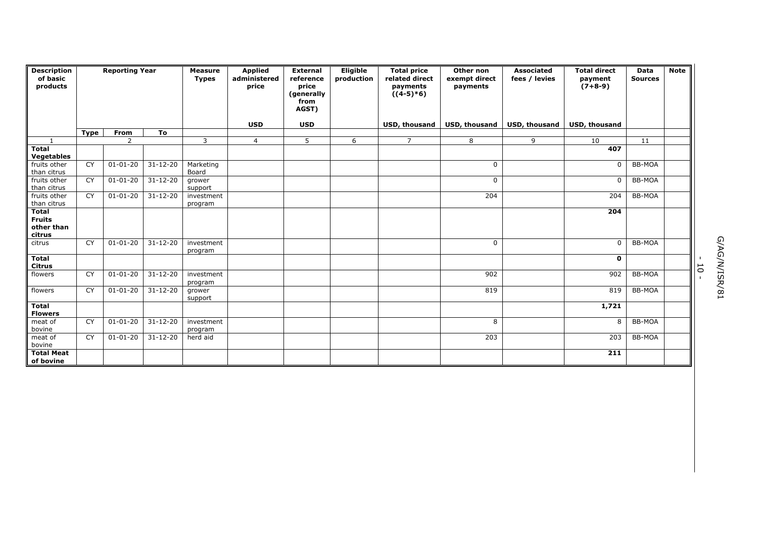| Description of basic products | Reporting Year | | | Measure Types | Applied administered price | External reference price (generally from AGST) | Eligible production | Total price related direct payments ((4-5)*6) | Other non exempt direct payments | Associated fees / levies | Total direct payment (7+8-9) | Data Sources | Note |
|---|---|---|---|---|---|---|---|---|---|---|---|---|---|
| | | | | | USD | USD | | USD, thousand | USD, thousand | USD, thousand | USD, thousand | | |
| | Type | From | To | | | | | | | | | | |
| 1 | | 2 | | 3 | 4 | 5 | 6 | 7 | 8 | 9 | 10 | 11 | |
| **Total Vegetables** | | | | | | | | | | | **407** | | |
| fruits other than citrus | CY | 01-01-20 | 31-12-20 | Marketing Board | | | | | 0 | | 0 | BB-MOA | |
| fruits other than citrus | CY | 01-01-20 | 31-12-20 | grower support | | | | | 0 | | 0 | BB-MOA | |
| fruits other than citrus | CY | 01-01-20 | 31-12-20 | investment program | | | | | 204 | | 204 | BB-MOA | |
| **Total Fruits other than citrus** | | | | | | | | | | | **204** | | |
| citrus | CY | 01-01-20 | 31-12-20 | investment program | | | | | 0 | | 0 | BB-MOA | |
| **Total Citrus** | | | | | | | | | | | **0** | | |
| flowers | CY | 01-01-20 | 31-12-20 | investment program | | | | | 902 | | 902 | BB-MOA | |
| flowers | CY | 01-01-20 | 31-12-20 | grower support | | | | | 819 | | 819 | BB-MOA | |
| **Total Flowers** | | | | | | | | | | | **1,721** | | |
| meat of bovine | CY | 01-01-20 | 31-12-20 | investment program | | | | | 8 | | 8 | BB-MOA | |
| meat of bovine | CY | 01-01-20 | 31-12-20 | herd aid | | | | | 203 | | 203 | BB-MOA | |
| **Total Meat of bovine** | | | | | | | | | | | **211** | | |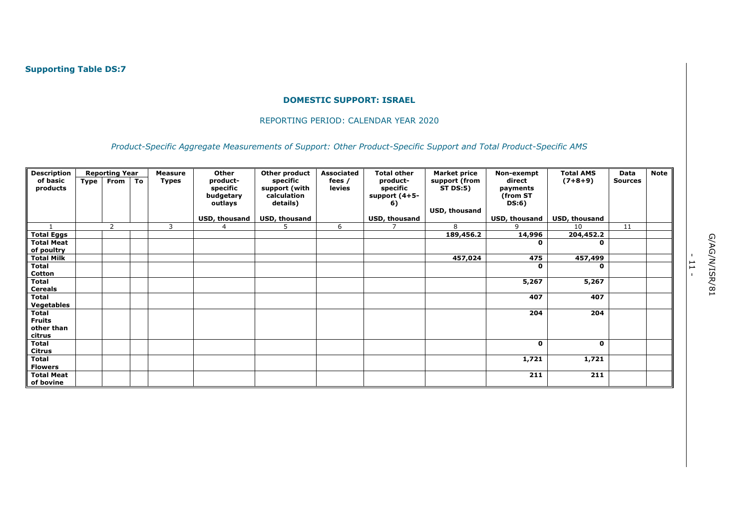**Supporting Table DS:7**

**DOMESTIC SUPPORT: ISRAEL**

REPORTING PERIOD: CALENDAR YEAR 2020

*Product-Specific Aggregate Measurements of Support: Other Product-Specific Support and Total Product-Specific AMS*

| Description of basic products | Reporting Year | | | Measure Types | Other product-specific budgetary outlays | Other product specific support (with calculation details) | Associated fees / levies | Total other product-specific support (4+5-6) | Market price support (from ST DS:5) | Non-exempt direct payments (from ST DS:6) | Total AMS (7+8+9) | Data Sources | Note |
|---|---|---|---|---|---|---|---|---|---|---|---|---|---|
| | Type | From | To | | USD, thousand | USD, thousand | | USD, thousand | USD, thousand | USD, thousand | USD, thousand | | |
| 1 | 2 | | | 3 | 4 | 5 | 6 | 7 | 8 | 9 | 10 | 11 | |
| **Total Eggs** | | | | | | | | | **189,456.2** | **14,996** | **204,452.2** | | |
| **Total Meat of poultry** | | | | | | | | | | **0** | **0** | | |
| **Total Milk** | | | | | | | | | **457,024** | **475** | **457,499** | | |
| **Total Cotton** | | | | | | | | | | **0** | **0** | | |
| **Total Cereals** | | | | | | | | | | **5,267** | **5,267** | | |
| **Total Vegetables** | | | | | | | | | | **407** | **407** | | |
| **Total Fruits other than citrus** | | | | | | | | | | **204** | **204** | | |
| **Total Citrus** | | | | | | | | | | **0** | **0** | | |
| **Total Flowers** | | | | | | | | | | **1,721** | **1,721** | | |
| **Total Meat of bovine** | | | | | | | | | | **211** | **211** | | |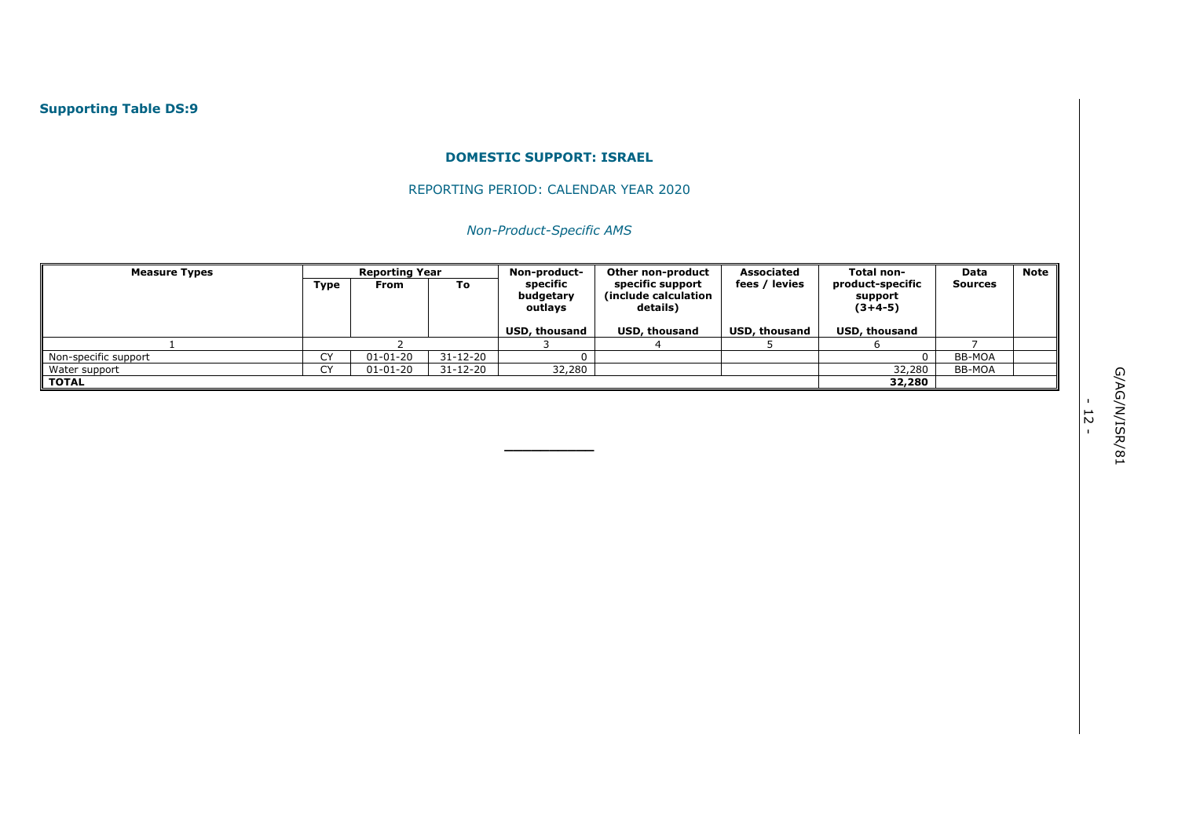**Supporting Table DS:9**

## DOMESTIC SUPPORT: ISRAEL

REPORTING PERIOD: CALENDAR YEAR 2020

*Non-Product-Specific AMS*

| Measure Types | Reporting Year | | | Non-product-specific budgetary outlays | Other non-product specific support (include calculation details) | Associated fees / levies | Total non-product-specific support (3+4-5) | Data Sources | Note |
|---|---|---|---|---|---|---|---|---|---|
| | Type | From | To | USD, thousand | USD, thousand | USD, thousand | USD, thousand | | |
| 1 | 2 | | | 3 | 4 | 5 | 6 | 7 | |
| Non-specific support | CY | 01-01-20 | 31-12-20 | 0 | | | 0 | BB-MOA | |
| Water support | CY | 01-01-20 | 31-12-20 | 32,280 | | | 32,280 | BB-MOA | |
| **TOTAL** | | | | | | | **32,280** | | |